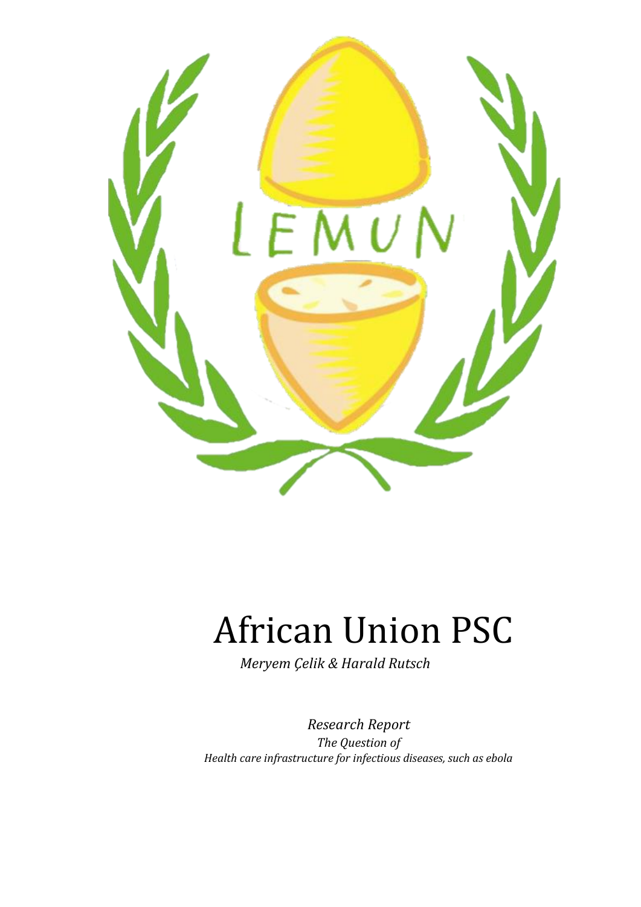# African Union PSC

*Meryem Çelik & Harald Rutsch*

*Research Report*

*The Question of*

*Health care infrastructure for infectious diseases, such as ebola*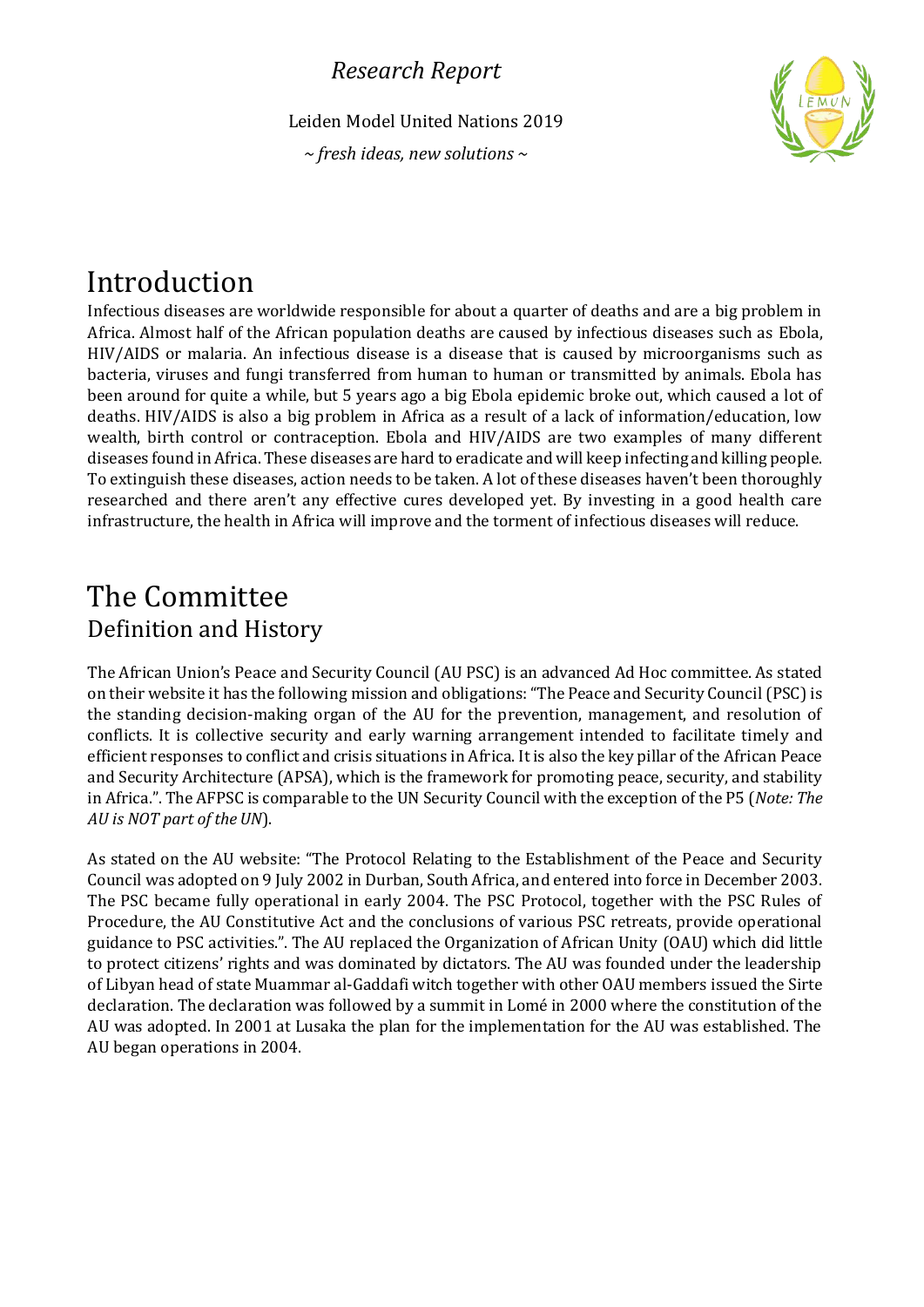# Introduction

Infectious diseases are worldwide responsible for about a quarter of deaths and are a big problem in Africa. Almost half of the African population deaths are caused by infectious diseases such as Ebola, HIV/AIDS or malaria. An infectious disease is a disease that is caused by microorganisms such as bacteria, viruses and fungi transferred from human to human or transmitted by animals. Ebola has been around for quite a while, but 5 years ago a big Ebola epidemic broke out, which caused a lot of deaths. HIV/AIDS is also a big problem in Africa as a result of a lack of information/education, low wealth, birth control or contraception. Ebola and HIV/AIDS are two examples of many different diseases found in Africa. These diseases are hard to eradicate and will keep infecting and killing people. To extinguish these diseases, action needs to be taken. A lot of these diseases haven't been thoroughly researched and there aren't any effective cures developed yet. By investing in a good health care infrastructure, the health in Africa will improve and the torment of infectious diseases will reduce.

# The Committee

## Definition and History

The African Union's Peace and Security Council (AU PSC) is an advanced Ad Hoc committee. As stated on their website it has the following mission and obligations: "The Peace and Security Council (PSC) is the standing decision-making organ of the AU for the prevention, management, and resolution of conflicts. It is collective security and early warning arrangement intended to facilitate timely and efficient responses to conflict and crisis situations in Africa. It is also the key pillar of the African Peace and Security Architecture (APSA), which is the framework for promoting peace, security, and stability in Africa.". The AFPSC is comparable to the UN Security Council with the exception of the P5 (*Note: The AU is NOT part of the UN*).

As stated on the AU website: "The Protocol Relating to the Establishment of the Peace and Security Council was adopted on 9 July 2002 in Durban, South Africa, and entered into force in December 2003. The PSC became fully operational in early 2004. The PSC Protocol, together with the PSC Rules of Procedure, the AU Constitutive Act and the conclusions of various PSC retreats, provide operational guidance to PSC activities.". The AU replaced the Organization of African Unity (OAU) which did little to protect citizens' rights and was dominated by dictators. The AU was founded under the leadership of Libyan head of state Muammar al-Gaddafi witch together with other OAU members issued the Sirte declaration. The declaration was followed by a summit in Lomé in 2000 where the constitution of the AU was adopted. In 2001 at Lusaka the plan for the implementation for the AU was established. The AU began operations in 2004.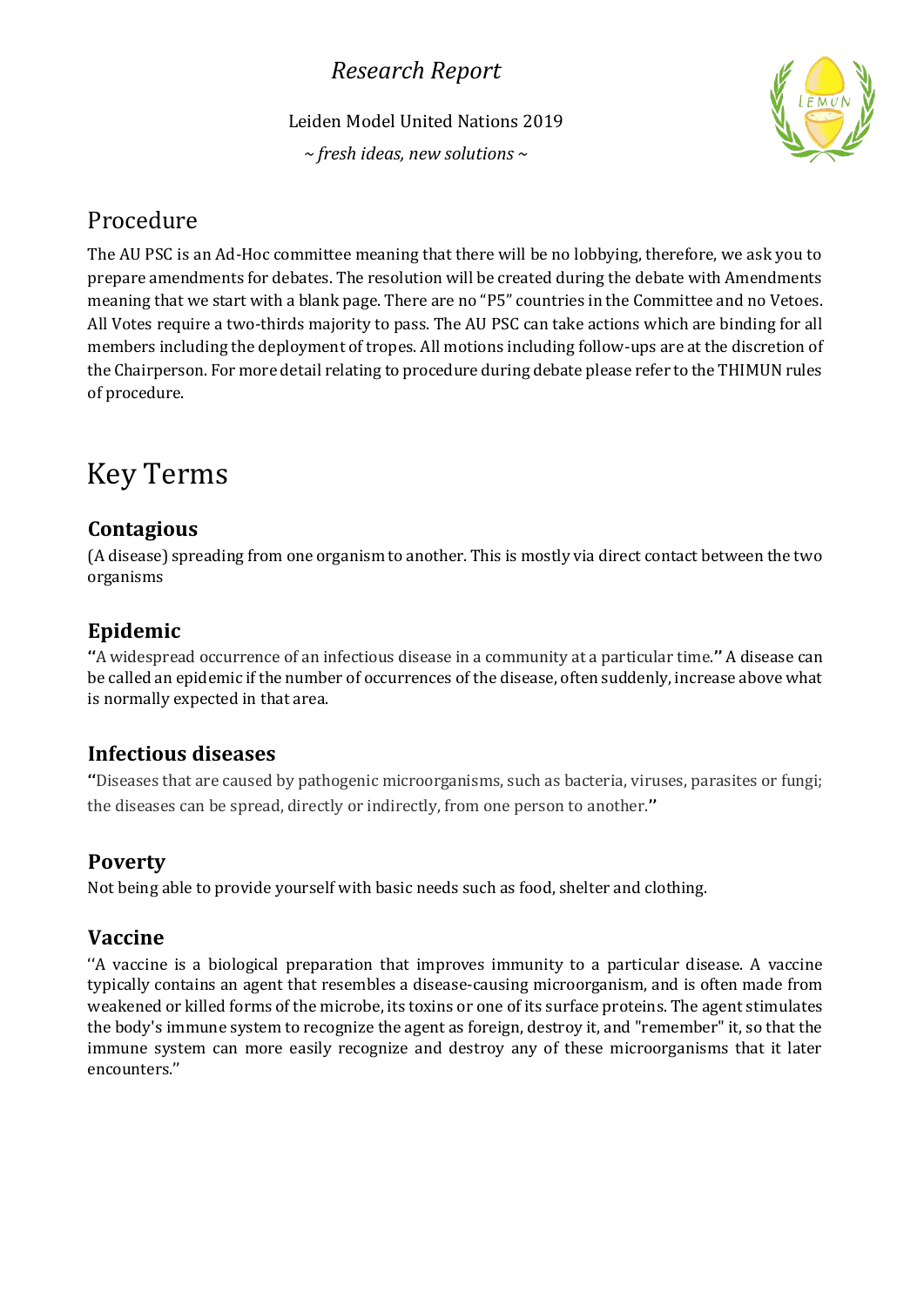## Procedure

The AU PSC is an Ad-Hoc committee meaning that there will be no lobbying, therefore, we ask you to prepare amendments for debates. The resolution will be created during the debate with Amendments meaning that we start with a blank page. There are no "P5" countries in the Committee and no Vetoes. All Votes require a two-thirds majority to pass. The AU PSC can take actions which are binding for all members including the deployment of tropes. All motions including follow-ups are at the discretion of the Chairperson. For more detail relating to procedure during debate please refer to the THIMUN rules of procedure.

# Key Terms

### Contagious

(A disease) spreading from one organism to another. This is mostly via direct contact between the two organisms

### Epidemic

"A widespread occurrence of an infectious disease in a community at a particular time." A disease can be called an epidemic if the number of occurrences of the disease, often suddenly, increase above what is normally expected in that area.

### Infectious diseases

"Diseases that are caused by pathogenic microorganisms, such as bacteria, viruses, parasites or fungi; the diseases can be spread, directly or indirectly, from one person to another."

### Poverty

Not being able to provide yourself with basic needs such as food, shelter and clothing.

### Vaccine

''A vaccine is a biological preparation that improves immunity to a particular disease. A vaccine typically contains an agent that resembles a disease-causing microorganism, and is often made from weakened or killed forms of the microbe, its toxins or one of its surface proteins. The agent stimulates the body's immune system to recognize the agent as foreign, destroy it, and "remember" it, so that the immune system can more easily recognize and destroy any of these microorganisms that it later encounters.''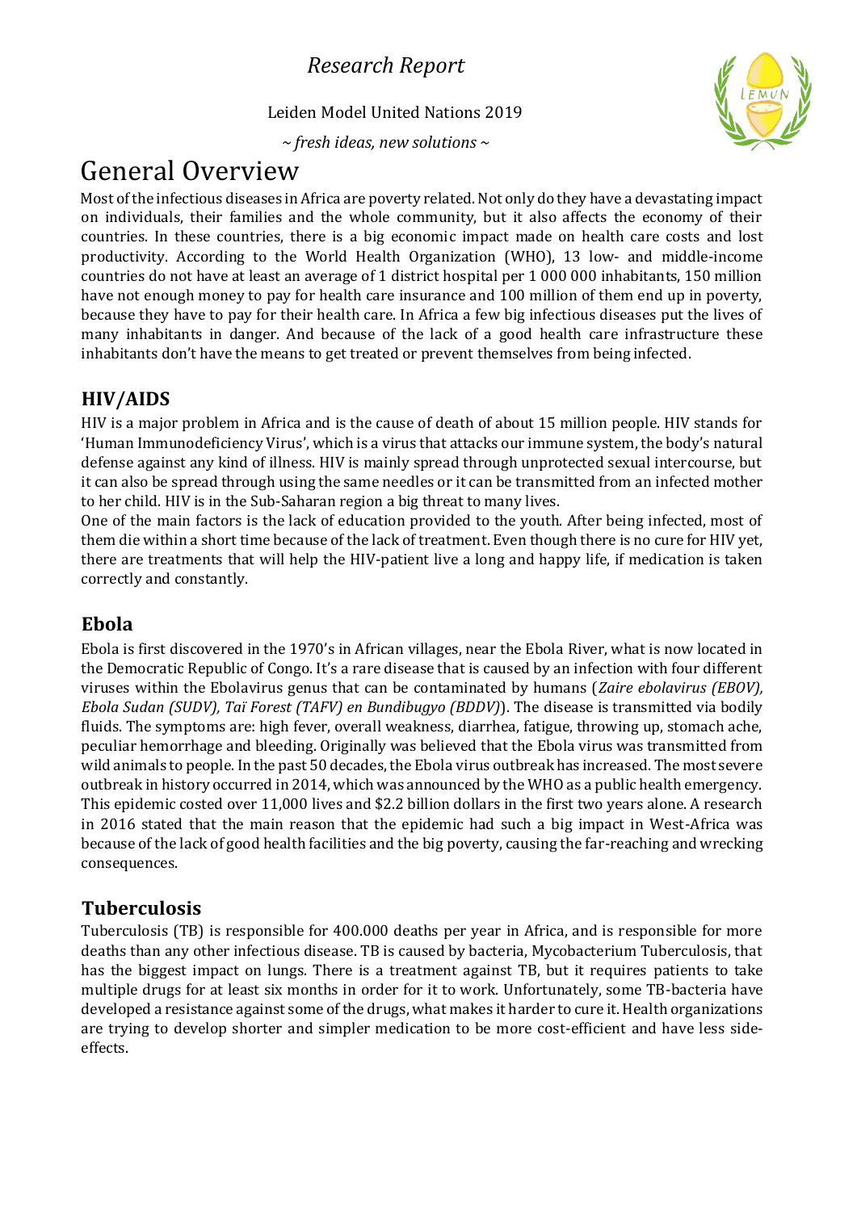# General Overview

Most of the infectious diseases in Africa are poverty related. Not only do they have a devastating impact on individuals, their families and the whole community, but it also affects the economy of their countries. In these countries, there is a big economic impact made on health care costs and lost productivity. According to the World Health Organization (WHO), 13 low- and middle-income countries do not have at least an average of 1 district hospital per 1 000 000 inhabitants, 150 million have not enough money to pay for health care insurance and 100 million of them end up in poverty, because they have to pay for their health care. In Africa a few big infectious diseases put the lives of many inhabitants in danger. And because of the lack of a good health care infrastructure these inhabitants don't have the means to get treated or prevent themselves from being infected.

## HIV/AIDS

HIV is a major problem in Africa and is the cause of death of about 15 million people. HIV stands for 'Human Immunodeficiency Virus', which is a virus that attacks our immune system, the body's natural defense against any kind of illness. HIV is mainly spread through unprotected sexual intercourse, but it can also be spread through using the same needles or it can be transmitted from an infected mother to her child. HIV is in the Sub-Saharan region a big threat to many lives.

One of the main factors is the lack of education provided to the youth. After being infected, most of them die within a short time because of the lack of treatment. Even though there is no cure for HIV yet, there are treatments that will help the HIV-patient live a long and happy life, if medication is taken correctly and constantly.

## Ebola

Ebola is first discovered in the 1970's in African villages, near the Ebola River, what is now located in the Democratic Republic of Congo. It's a rare disease that is caused by an infection with four different viruses within the Ebolavirus genus that can be contaminated by humans (*Zaire ebolavirus (EBOV), Ebola Sudan (SUDV), Taï Forest (TAFV) en Bundibugyo (BDDV)*). The disease is transmitted via bodily fluids. The symptoms are: high fever, overall weakness, diarrhea, fatigue, throwing up, stomach ache, peculiar hemorrhage and bleeding. Originally was believed that the Ebola virus was transmitted from wild animals to people. In the past 50 decades, the Ebola virus outbreak has increased. The most severe outbreak in history occurred in 2014, which was announced by the WHO as a public health emergency. This epidemic costed over 11,000 lives and $2.2 billion dollars in the first two years alone. A research in 2016 stated that the main reason that the epidemic had such a big impact in West-Africa was because of the lack of good health facilities and the big poverty, causing the far-reaching and wrecking consequences.

## Tuberculosis

Tuberculosis (TB) is responsible for 400.000 deaths per year in Africa, and is responsible for more deaths than any other infectious disease. TB is caused by bacteria, Mycobacterium Tuberculosis, that has the biggest impact on lungs. There is a treatment against TB, but it requires patients to take multiple drugs for at least six months in order for it to work. Unfortunately, some TB-bacteria have developed a resistance against some of the drugs, what makes it harder to cure it. Health organizations are trying to develop shorter and simpler medication to be more cost-efficient and have less side-effects.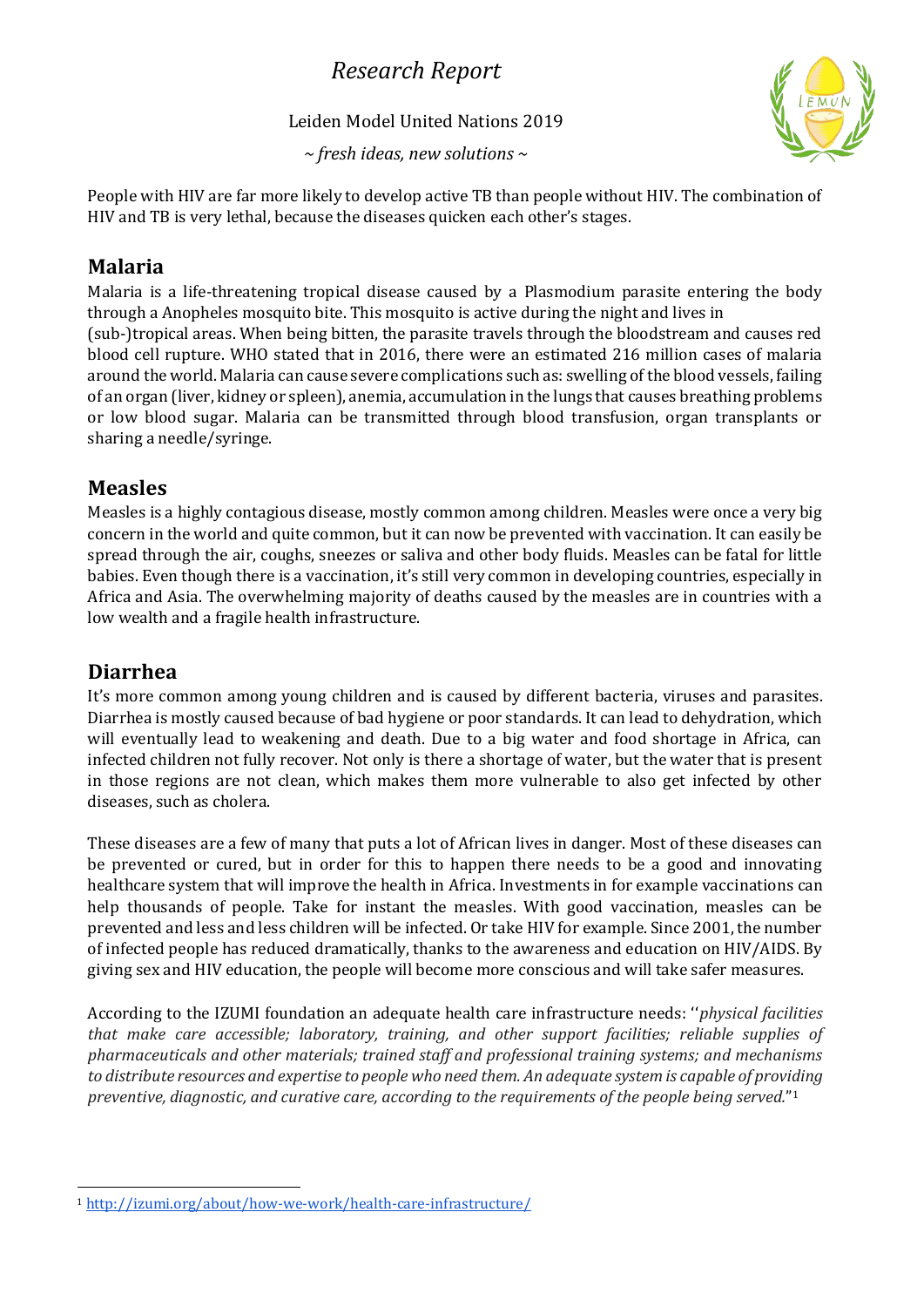People with HIV are far more likely to develop active TB than people without HIV. The combination of HIV and TB is very lethal, because the diseases quicken each other's stages.

## Malaria

Malaria is a life-threatening tropical disease caused by a Plasmodium parasite entering the body through a Anopheles mosquito bite. This mosquito is active during the night and lives in (sub-)tropical areas. When being bitten, the parasite travels through the bloodstream and causes red blood cell rupture. WHO stated that in 2016, there were an estimated 216 million cases of malaria around the world. Malaria can cause severe complications such as: swelling of the blood vessels, failing of an organ (liver, kidney or spleen), anemia, accumulation in the lungs that causes breathing problems or low blood sugar. Malaria can be transmitted through blood transfusion, organ transplants or sharing a needle/syringe.

## Measles

Measles is a highly contagious disease, mostly common among children. Measles were once a very big concern in the world and quite common, but it can now be prevented with vaccination. It can easily be spread through the air, coughs, sneezes or saliva and other body fluids. Measles can be fatal for little babies. Even though there is a vaccination, it's still very common in developing countries, especially in Africa and Asia. The overwhelming majority of deaths caused by the measles are in countries with a low wealth and a fragile health infrastructure.

## Diarrhea

It's more common among young children and is caused by different bacteria, viruses and parasites. Diarrhea is mostly caused because of bad hygiene or poor standards. It can lead to dehydration, which will eventually lead to weakening and death. Due to a big water and food shortage in Africa, can infected children not fully recover. Not only is there a shortage of water, but the water that is present in those regions are not clean, which makes them more vulnerable to also get infected by other diseases, such as cholera.

These diseases are a few of many that puts a lot of African lives in danger. Most of these diseases can be prevented or cured, but in order for this to happen there needs to be a good and innovating healthcare system that will improve the health in Africa. Investments in for example vaccinations can help thousands of people. Take for instant the measles. With good vaccination, measles can be prevented and less and less children will be infected. Or take HIV for example. Since 2001, the number of infected people has reduced dramatically, thanks to the awareness and education on HIV/AIDS. By giving sex and HIV education, the people will become more conscious and will take safer measures.

According to the IZUMI foundation an adequate health care infrastructure needs: ''*physical facilities that make care accessible; laboratory, training, and other support facilities; reliable supplies of pharmaceuticals and other materials; trained staff and professional training systems; and mechanisms to distribute resources and expertise to people who need them. An adequate system is capable of providing preventive, diagnostic, and curative care, according to the requirements of the people being served.*"[1]

---

[1] http://izumi.org/about/how-we-work/health-care-infrastructure/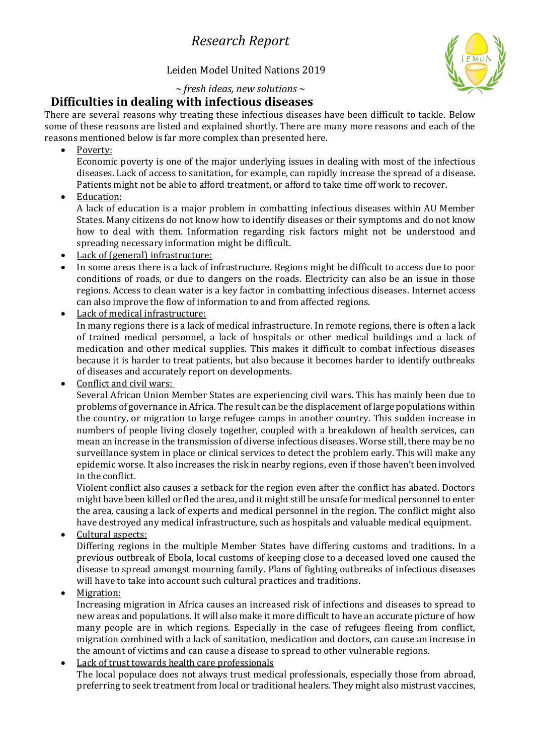## Difficulties in dealing with infectious diseases

There are several reasons why treating these infectious diseases have been difficult to tackle. Below some of these reasons are listed and explained shortly. There are many more reasons and each of the reasons mentioned below is far more complex than presented here.

- Poverty:
  Economic poverty is one of the major underlying issues in dealing with most of the infectious diseases. Lack of access to sanitation, for example, can rapidly increase the spread of a disease. Patients might not be able to afford treatment, or afford to take time off work to recover.
- Education:
  A lack of education is a major problem in combatting infectious diseases within AU Member States. Many citizens do not know how to identify diseases or their symptoms and do not know how to deal with them. Information regarding risk factors might not be understood and spreading necessary information might be difficult.
- Lack of (general) infrastructure:
- In some areas there is a lack of infrastructure. Regions might be difficult to access due to poor conditions of roads, or due to dangers on the roads. Electricity can also be an issue in those regions. Access to clean water is a key factor in combatting infectious diseases. Internet access can also improve the flow of information to and from affected regions.
- Lack of medical infrastructure:
  In many regions there is a lack of medical infrastructure. In remote regions, there is often a lack of trained medical personnel, a lack of hospitals or other medical buildings and a lack of medication and other medical supplies. This makes it difficult to combat infectious diseases because it is harder to treat patients, but also because it becomes harder to identify outbreaks of diseases and accurately report on developments.
- Conflict and civil wars:
  Several African Union Member States are experiencing civil wars. This has mainly been due to problems of governance in Africa. The result can be the displacement of large populations within the country, or migration to large refugee camps in another country. This sudden increase in numbers of people living closely together, coupled with a breakdown of health services, can mean an increase in the transmission of diverse infectious diseases. Worse still, there may be no surveillance system in place or clinical services to detect the problem early. This will make any epidemic worse. It also increases the risk in nearby regions, even if those haven't been involved in the conflict.
  Violent conflict also causes a setback for the region even after the conflict has abated. Doctors might have been killed or fled the area, and it might still be unsafe for medical personnel to enter the area, causing a lack of experts and medical personnel in the region. The conflict might also have destroyed any medical infrastructure, such as hospitals and valuable medical equipment.
- Cultural aspects:
  Differing regions in the multiple Member States have differing customs and traditions. In a previous outbreak of Ebola, local customs of keeping close to a deceased loved one caused the disease to spread amongst mourning family. Plans of fighting outbreaks of infectious diseases will have to take into account such cultural practices and traditions.
- Migration:
  Increasing migration in Africa causes an increased risk of infections and diseases to spread to new areas and populations. It will also make it more difficult to have an accurate picture of how many people are in which regions. Especially in the case of refugees fleeing from conflict, migration combined with a lack of sanitation, medication and doctors, can cause an increase in the amount of victims and can cause a disease to spread to other vulnerable regions.
- Lack of trust towards health care professionals
  The local populace does not always trust medical professionals, especially those from abroad, preferring to seek treatment from local or traditional healers. They might also mistrust vaccines,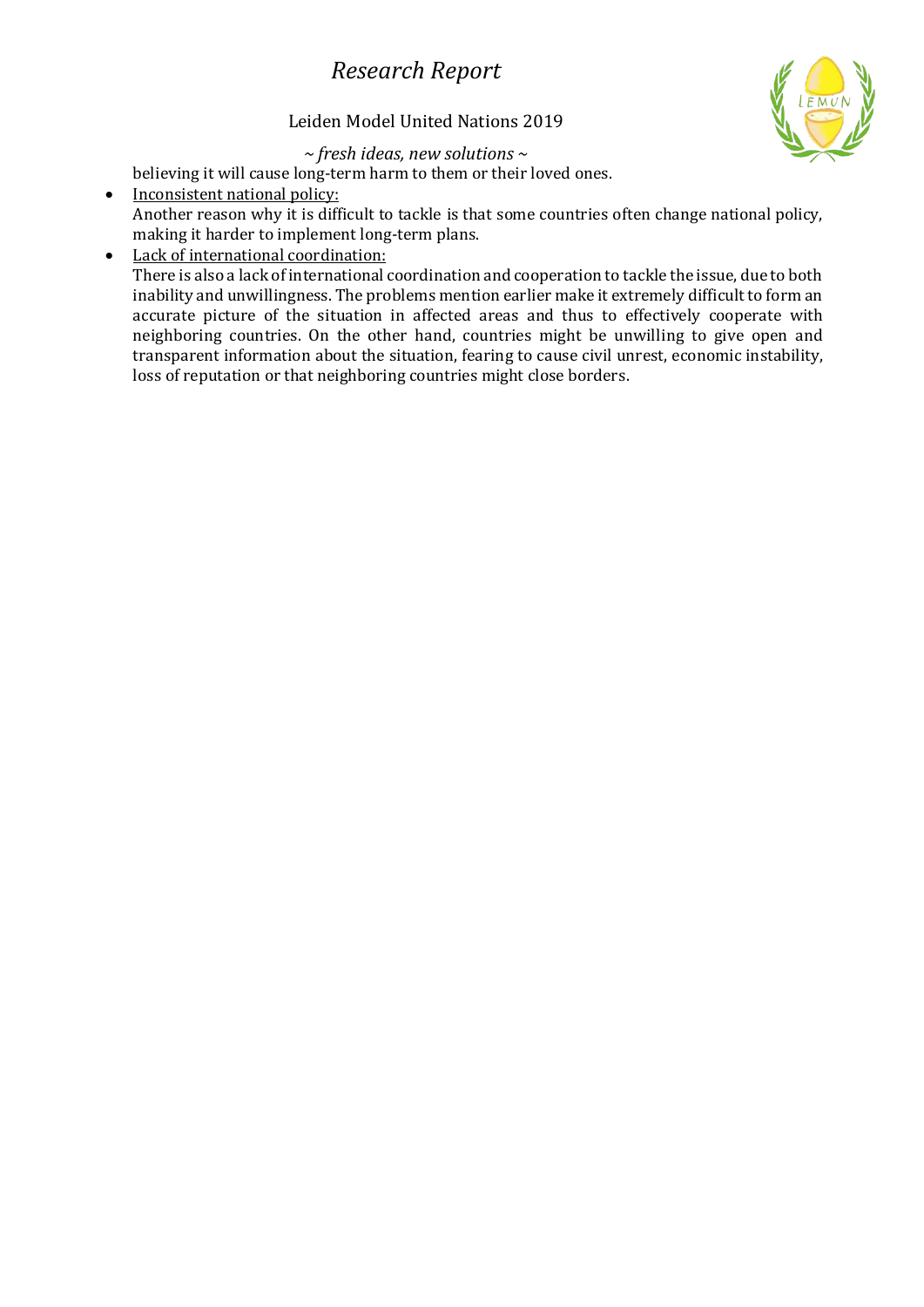believing it will cause long-term harm to them or their loved ones.

- Inconsistent national policy:
  Another reason why it is difficult to tackle is that some countries often change national policy, making it harder to implement long-term plans.
- Lack of international coordination:
  There is also a lack of international coordination and cooperation to tackle the issue, due to both inability and unwillingness. The problems mention earlier make it extremely difficult to form an accurate picture of the situation in affected areas and thus to effectively cooperate with neighboring countries. On the other hand, countries might be unwilling to give open and transparent information about the situation, fearing to cause civil unrest, economic instability, loss of reputation or that neighboring countries might close borders.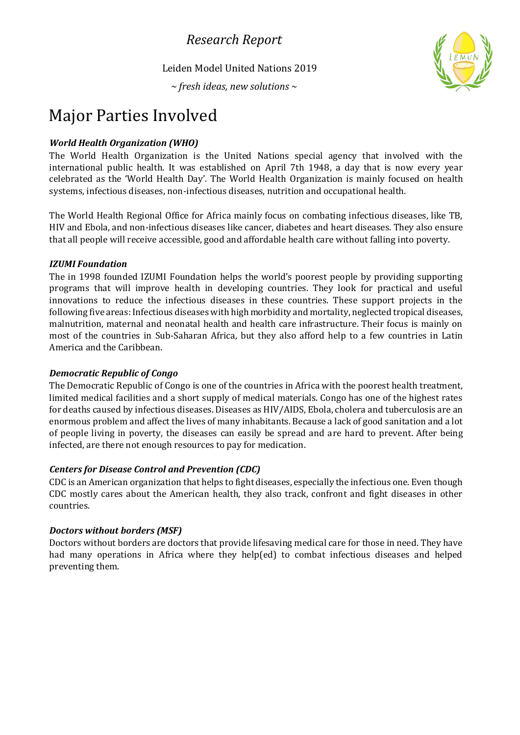# Major Parties Involved

***World Health Organization (WHO)***

The World Health Organization is the United Nations special agency that involved with the international public health. It was established on April 7th 1948, a day that is now every year celebrated as the 'World Health Day'. The World Health Organization is mainly focused on health systems, infectious diseases, non-infectious diseases, nutrition and occupational health.

The World Health Regional Office for Africa mainly focus on combating infectious diseases, like TB, HIV and Ebola, and non-infectious diseases like cancer, diabetes and heart diseases. They also ensure that all people will receive accessible, good and affordable health care without falling into poverty.

***IZUMI Foundation***

The in 1998 founded IZUMI Foundation helps the world's poorest people by providing supporting programs that will improve health in developing countries. They look for practical and useful innovations to reduce the infectious diseases in these countries. These support projects in the following five areas: Infectious diseases with high morbidity and mortality, neglected tropical diseases, malnutrition, maternal and neonatal health and health care infrastructure. Their focus is mainly on most of the countries in Sub-Saharan Africa, but they also afford help to a few countries in Latin America and the Caribbean.

***Democratic Republic of Congo***

The Democratic Republic of Congo is one of the countries in Africa with the poorest health treatment, limited medical facilities and a short supply of medical materials. Congo has one of the highest rates for deaths caused by infectious diseases. Diseases as HIV/AIDS, Ebola, cholera and tuberculosis are an enormous problem and affect the lives of many inhabitants. Because a lack of good sanitation and a lot of people living in poverty, the diseases can easily be spread and are hard to prevent. After being infected, are there not enough resources to pay for medication.

***Centers for Disease Control and Prevention (CDC)***

CDC is an American organization that helps to fight diseases, especially the infectious one. Even though CDC mostly cares about the American health, they also track, confront and fight diseases in other countries.

***Doctors without borders (MSF)***

Doctors without borders are doctors that provide lifesaving medical care for those in need. They have had many operations in Africa where they help(ed) to combat infectious diseases and helped preventing them.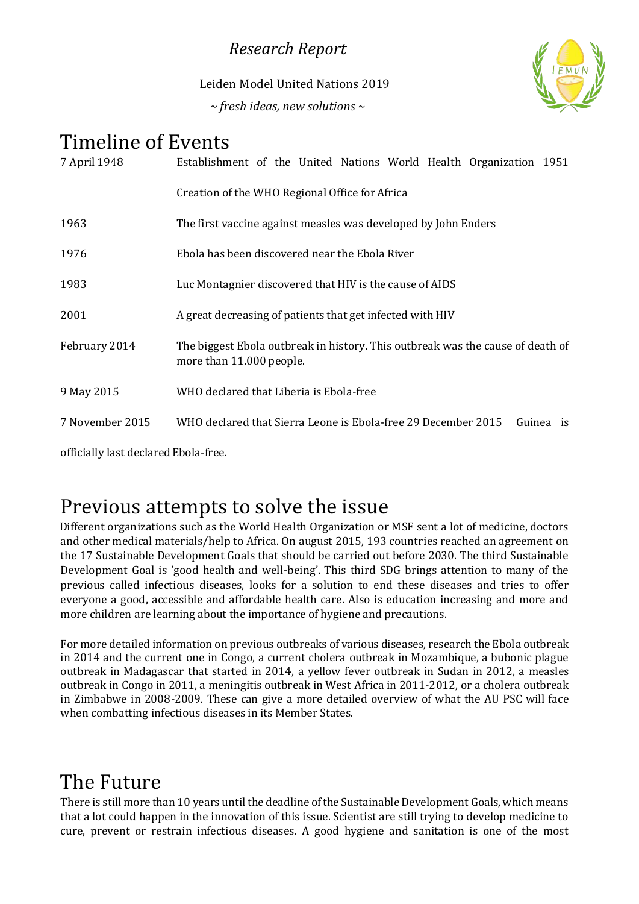# Timeline of Events

| | |
|---|---|
| 7 April 1948 | Establishment of the United Nations World Health Organization 1951 |
| | Creation of the WHO Regional Office for Africa |
| 1963 | The first vaccine against measles was developed by John Enders |
| 1976 | Ebola has been discovered near the Ebola River |
| 1983 | Luc Montagnier discovered that HIV is the cause of AIDS |
| 2001 | A great decreasing of patients that get infected with HIV |
| February 2014 | The biggest Ebola outbreak in history. This outbreak was the cause of death of more than 11.000 people. |
| 9 May 2015 | WHO declared that Liberia is Ebola-free |
| 7 November 2015 | WHO declared that Sierra Leone is Ebola-free 29 December 2015 Guinea is |

officially last declared Ebola-free.

# Previous attempts to solve the issue

Different organizations such as the World Health Organization or MSF sent a lot of medicine, doctors and other medical materials/help to Africa. On august 2015, 193 countries reached an agreement on the 17 Sustainable Development Goals that should be carried out before 2030. The third Sustainable Development Goal is 'good health and well-being'. This third SDG brings attention to many of the previous called infectious diseases, looks for a solution to end these diseases and tries to offer everyone a good, accessible and affordable health care. Also is education increasing and more and more children are learning about the importance of hygiene and precautions.

For more detailed information on previous outbreaks of various diseases, research the Ebola outbreak in 2014 and the current one in Congo, a current cholera outbreak in Mozambique, a bubonic plague outbreak in Madagascar that started in 2014, a yellow fever outbreak in Sudan in 2012, a measles outbreak in Congo in 2011, a meningitis outbreak in West Africa in 2011-2012, or a cholera outbreak in Zimbabwe in 2008-2009. These can give a more detailed overview of what the AU PSC will face when combatting infectious diseases in its Member States.

# The Future

There is still more than 10 years until the deadline of the Sustainable Development Goals, which means that a lot could happen in the innovation of this issue. Scientist are still trying to develop medicine to cure, prevent or restrain infectious diseases. A good hygiene and sanitation is one of the most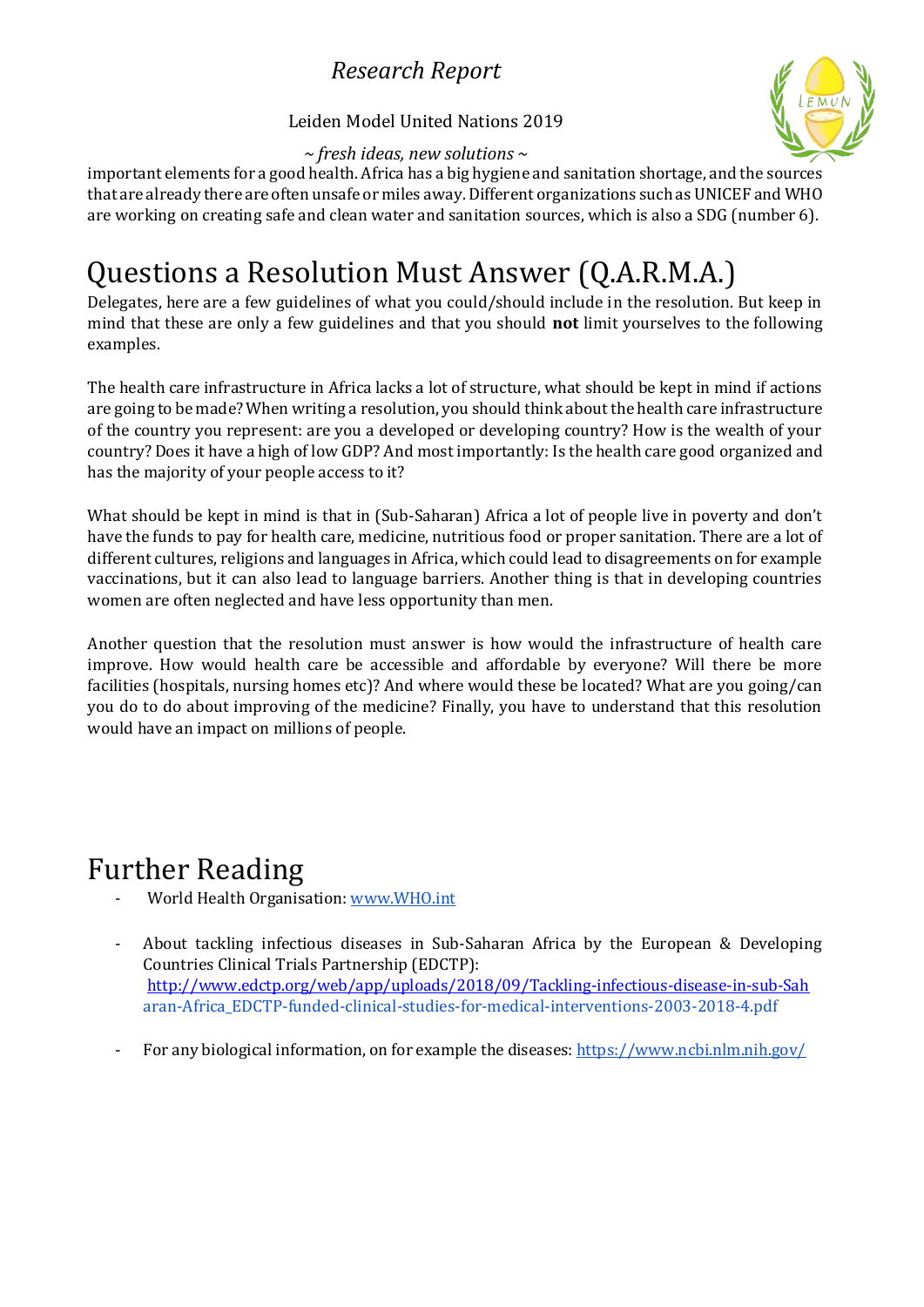important elements for a good health. Africa has a big hygiene and sanitation shortage, and the sources that are already there are often unsafe or miles away. Different organizations such as UNICEF and WHO are working on creating safe and clean water and sanitation sources, which is also a SDG (number 6).

# Questions a Resolution Must Answer (Q.A.R.M.A.)

Delegates, here are a few guidelines of what you could/should include in the resolution. But keep in mind that these are only a few guidelines and that you should **not** limit yourselves to the following examples.

The health care infrastructure in Africa lacks a lot of structure, what should be kept in mind if actions are going to be made? When writing a resolution, you should think about the health care infrastructure of the country you represent: are you a developed or developing country? How is the wealth of your country? Does it have a high of low GDP? And most importantly: Is the health care good organized and has the majority of your people access to it?

What should be kept in mind is that in (Sub-Saharan) Africa a lot of people live in poverty and don't have the funds to pay for health care, medicine, nutritious food or proper sanitation. There are a lot of different cultures, religions and languages in Africa, which could lead to disagreements on for example vaccinations, but it can also lead to language barriers. Another thing is that in developing countries women are often neglected and have less opportunity than men.

Another question that the resolution must answer is how would the infrastructure of health care improve. How would health care be accessible and affordable by everyone? Will there be more facilities (hospitals, nursing homes etc)? And where would these be located? What are you going/can you do to do about improving of the medicine? Finally, you have to understand that this resolution would have an impact on millions of people.

# Further Reading

- World Health Organisation: www.WHO.int
- About tackling infectious diseases in Sub-Saharan Africa by the European & Developing Countries Clinical Trials Partnership (EDCTP): http://www.edctp.org/web/app/uploads/2018/09/Tackling-infectious-disease-in-sub-Saharan-Africa_EDCTP-funded-clinical-studies-for-medical-interventions-2003-2018-4.pdf
- For any biological information, on for example the diseases: https://www.ncbi.nlm.nih.gov/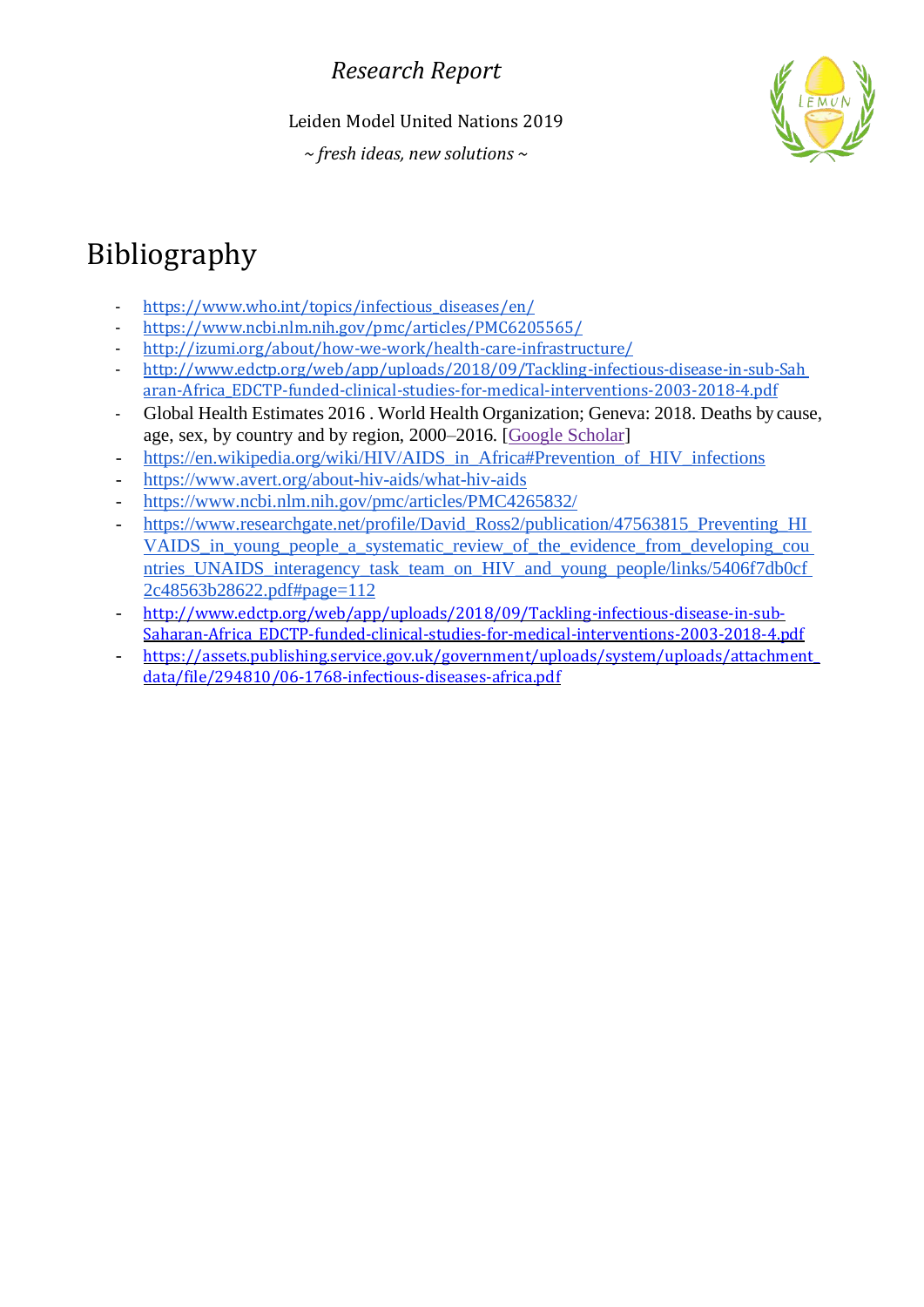# Bibliography

- https://www.who.int/topics/infectious_diseases/en/
- https://www.ncbi.nlm.nih.gov/pmc/articles/PMC6205565/
- http://izumi.org/about/how-we-work/health-care-infrastructure/
- http://www.edctp.org/web/app/uploads/2018/09/Tackling-infectious-disease-in-sub-Saharan-Africa_EDCTP-funded-clinical-studies-for-medical-interventions-2003-2018-4.pdf
- Global Health Estimates 2016 . World Health Organization; Geneva: 2018. Deaths by cause, age, sex, by country and by region, 2000–2016. [Google Scholar]
- https://en.wikipedia.org/wiki/HIV/AIDS_in_Africa#Prevention_of_HIV_infections
- https://www.avert.org/about-hiv-aids/what-hiv-aids
- https://www.ncbi.nlm.nih.gov/pmc/articles/PMC4265832/
- https://www.researchgate.net/profile/David_Ross2/publication/47563815_Preventing_HIVAIDS_in_young_people_a_systematic_review_of_the_evidence_from_developing_countries_UNAIDS_interagency_task_team_on_HIV_and_young_people/links/5406f7db0cf2c48563b28622.pdf#page=112
- http://www.edctp.org/web/app/uploads/2018/09/Tackling-infectious-disease-in-sub-Saharan-Africa_EDCTP-funded-clinical-studies-for-medical-interventions-2003-2018-4.pdf
- https://assets.publishing.service.gov.uk/government/uploads/system/uploads/attachment_data/file/294810/06-1768-infectious-diseases-africa.pdf